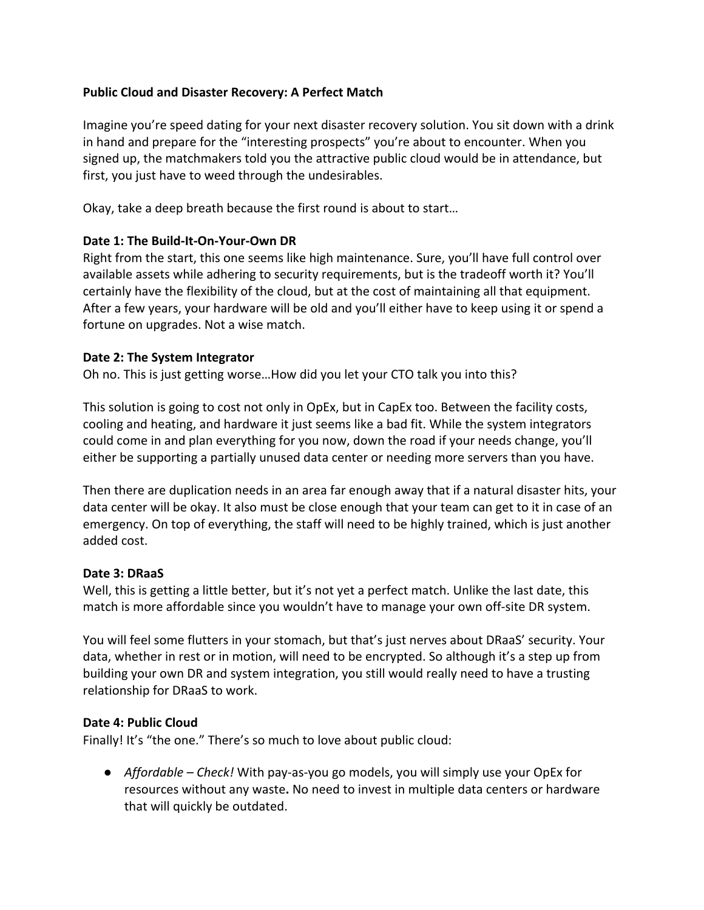**Public Cloud and Disaster Recovery: A Perfect Match**

Imagine you're speed dating for your next disaster recovery solution. You sit down with a drink in hand and prepare for the "interesting prospects" you're about to encounter. When you signed up, the matchmakers told you the attractive public cloud would be in attendance, but first, you just have to weed through the undesirables.

Okay, take a deep breath because the first round is about to start…

**Date 1: The Build-It-On-Your-Own DR**

Right from the start, this one seems like high maintenance. Sure, you'll have full control over available assets while adhering to security requirements, but is the tradeoff worth it? You'll certainly have the flexibility of the cloud, but at the cost of maintaining all that equipment. After a few years, your hardware will be old and you'll either have to keep using it or spend a fortune on upgrades. Not a wise match.

**Date 2: The System Integrator**

Oh no. This is just getting worse…How did you let your CTO talk you into this?

This solution is going to cost not only in OpEx, but in CapEx too. Between the facility costs, cooling and heating, and hardware it just seems like a bad fit. While the system integrators could come in and plan everything for you now, down the road if your needs change, you'll either be supporting a partially unused data center or needing more servers than you have.

Then there are duplication needs in an area far enough away that if a natural disaster hits, your data center will be okay. It also must be close enough that your team can get to it in case of an emergency. On top of everything, the staff will need to be highly trained, which is just another added cost.

**Date 3: DRaaS**

Well, this is getting a little better, but it's not yet a perfect match. Unlike the last date, this match is more affordable since you wouldn't have to manage your own off-site DR system.

You will feel some flutters in your stomach, but that's just nerves about DRaaS' security. Your data, whether in rest or in motion, will need to be encrypted. So although it's a step up from building your own DR and system integration, you still would really need to have a trusting relationship for DRaaS to work.

**Date 4: Public Cloud**

Finally! It's "the one." There's so much to love about public cloud:

- *Affordable – Check!* With pay-as-you go models, you will simply use your OpEx for resources without any waste**.** No need to invest in multiple data centers or hardware that will quickly be outdated.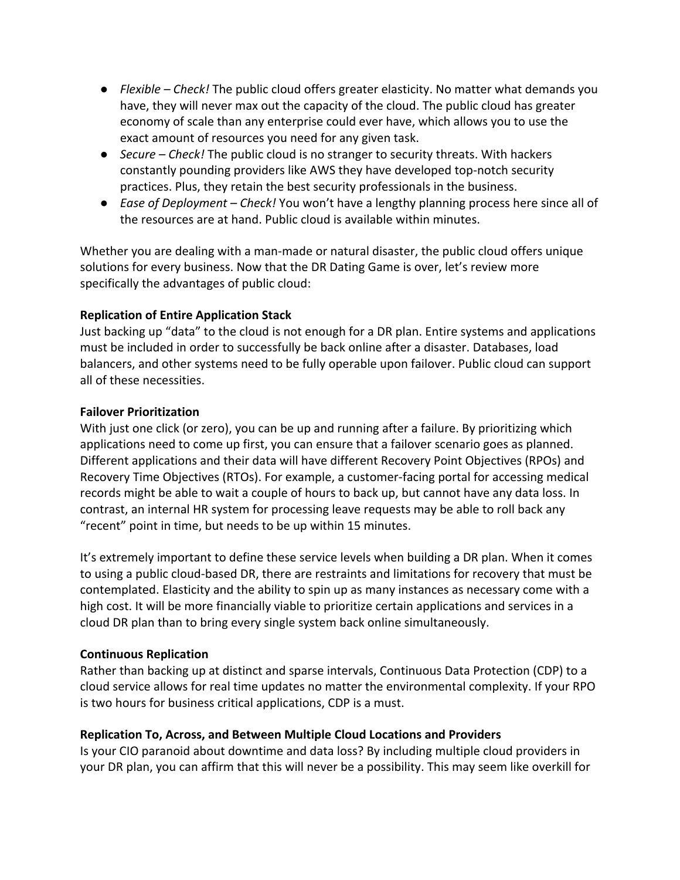- *Flexible – Check!* The public cloud offers greater elasticity. No matter what demands you have, they will never max out the capacity of the cloud. The public cloud has greater economy of scale than any enterprise could ever have, which allows you to use the exact amount of resources you need for any given task.
- *Secure – Check!* The public cloud is no stranger to security threats. With hackers constantly pounding providers like AWS they have developed top-notch security practices. Plus, they retain the best security professionals in the business.
- *Ease of Deployment – Check!* You won't have a lengthy planning process here since all of the resources are at hand. Public cloud is available within minutes.

Whether you are dealing with a man-made or natural disaster, the public cloud offers unique solutions for every business. Now that the DR Dating Game is over, let's review more specifically the advantages of public cloud:

**Replication of Entire Application Stack**
Just backing up "data" to the cloud is not enough for a DR plan. Entire systems and applications must be included in order to successfully be back online after a disaster. Databases, load balancers, and other systems need to be fully operable upon failover. Public cloud can support all of these necessities.

**Failover Prioritization**
With just one click (or zero), you can be up and running after a failure. By prioritizing which applications need to come up first, you can ensure that a failover scenario goes as planned. Different applications and their data will have different Recovery Point Objectives (RPOs) and Recovery Time Objectives (RTOs). For example, a customer-facing portal for accessing medical records might be able to wait a couple of hours to back up, but cannot have any data loss. In contrast, an internal HR system for processing leave requests may be able to roll back any "recent" point in time, but needs to be up within 15 minutes.

It's extremely important to define these service levels when building a DR plan. When it comes to using a public cloud-based DR, there are restraints and limitations for recovery that must be contemplated. Elasticity and the ability to spin up as many instances as necessary come with a high cost. It will be more financially viable to prioritize certain applications and services in a cloud DR plan than to bring every single system back online simultaneously.

**Continuous Replication**
Rather than backing up at distinct and sparse intervals, Continuous Data Protection (CDP) to a cloud service allows for real time updates no matter the environmental complexity. If your RPO is two hours for business critical applications, CDP is a must.

**Replication To, Across, and Between Multiple Cloud Locations and Providers**
Is your CIO paranoid about downtime and data loss? By including multiple cloud providers in your DR plan, you can affirm that this will never be a possibility. This may seem like overkill for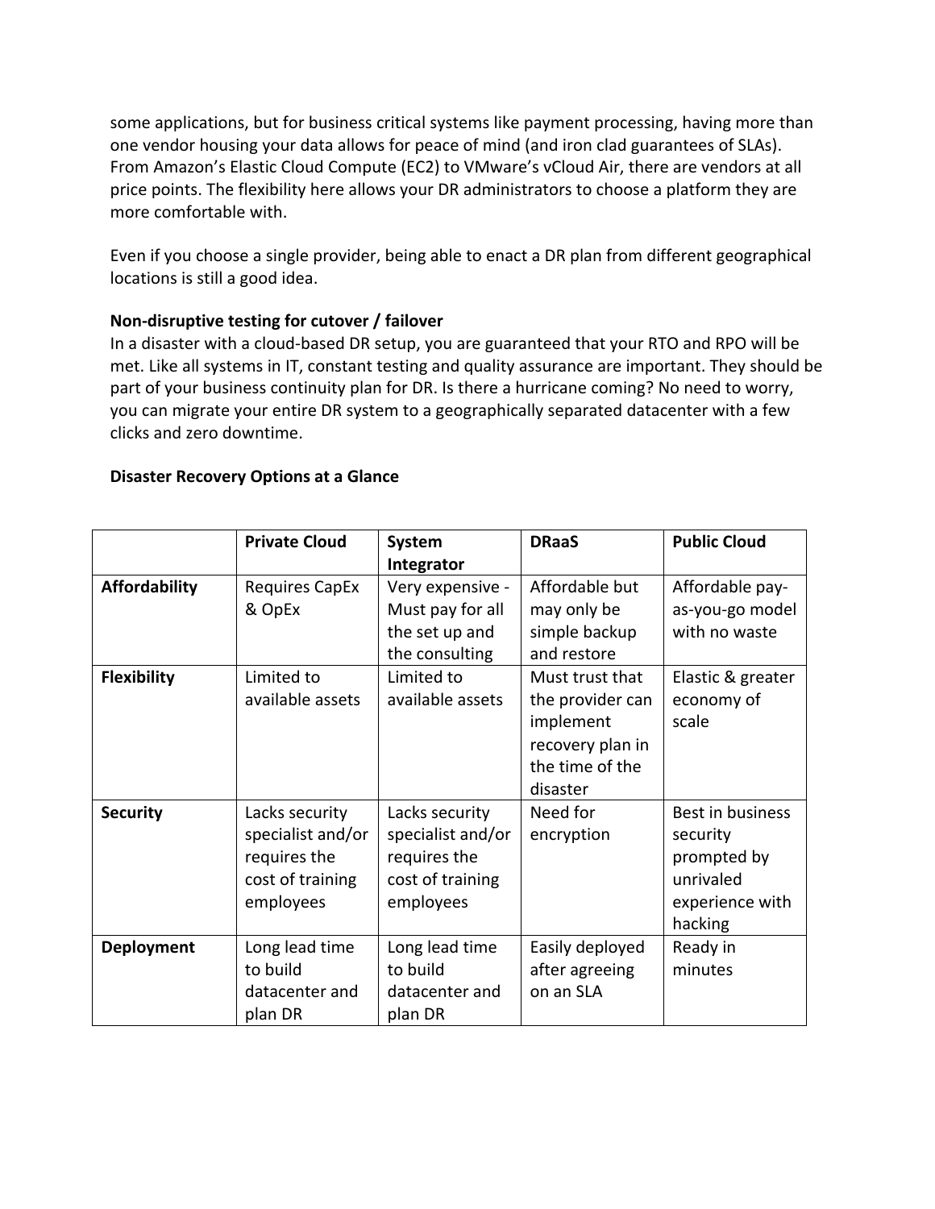some applications, but for business critical systems like payment processing, having more than one vendor housing your data allows for peace of mind (and iron clad guarantees of SLAs). From Amazon's Elastic Cloud Compute (EC2) to VMware's vCloud Air, there are vendors at all price points. The flexibility here allows your DR administrators to choose a platform they are more comfortable with.

Even if you choose a single provider, being able to enact a DR plan from different geographical locations is still a good idea.

**Non-disruptive testing for cutover / failover**
In a disaster with a cloud-based DR setup, you are guaranteed that your RTO and RPO will be met. Like all systems in IT, constant testing and quality assurance are important. They should be part of your business continuity plan for DR. Is there a hurricane coming? No need to worry, you can migrate your entire DR system to a geographically separated datacenter with a few clicks and zero downtime.

**Disaster Recovery Options at a Glance**

| | **Private Cloud** | **System Integrator** | **DRaaS** | **Public Cloud** |
|---|---|---|---|---|
| **Affordability** | Requires CapEx & OpEx | Very expensive - Must pay for all the set up and the consulting | Affordable but may only be simple backup and restore | Affordable pay-as-you-go model with no waste |
| **Flexibility** | Limited to available assets | Limited to available assets | Must trust that the provider can implement recovery plan in the time of the disaster | Elastic & greater economy of scale |
| **Security** | Lacks security specialist and/or requires the cost of training employees | Lacks security specialist and/or requires the cost of training employees | Need for encryption | Best in business security prompted by unrivaled experience with hacking |
| **Deployment** | Long lead time to build datacenter and plan DR | Long lead time to build datacenter and plan DR | Easily deployed after agreeing on an SLA | Ready in minutes |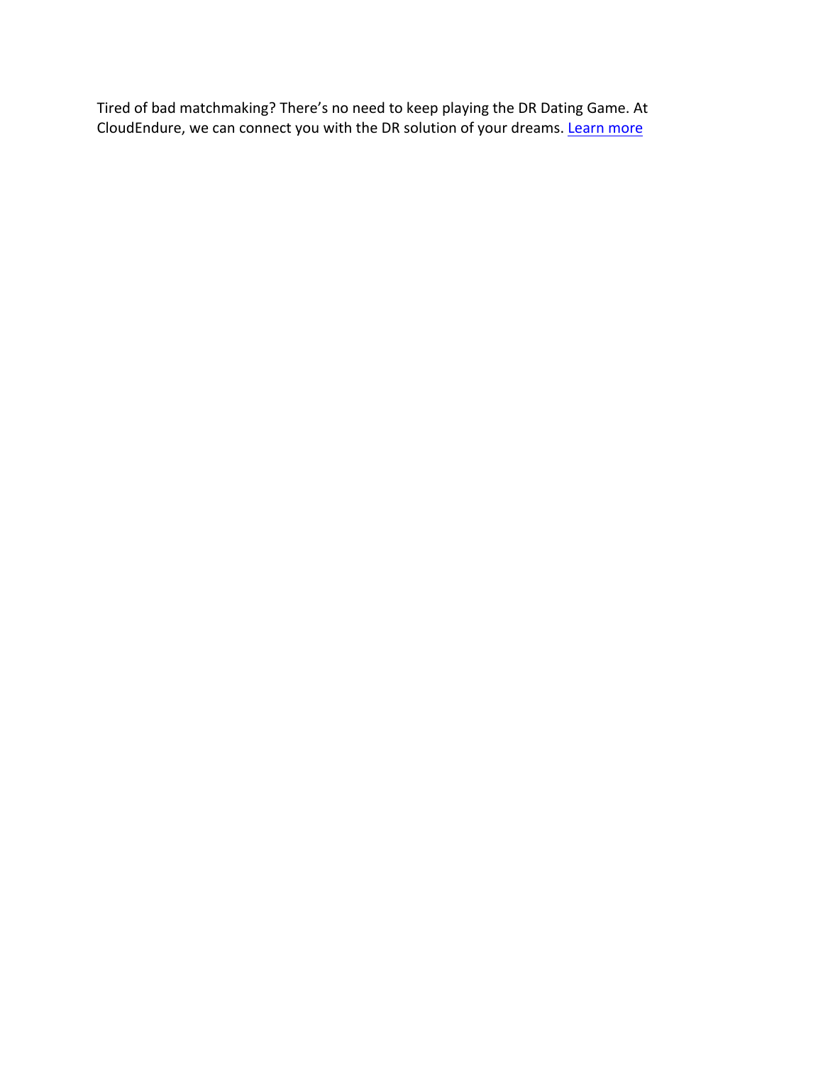Tired of bad matchmaking? There's no need to keep playing the DR Dating Game. At CloudEndure, we can connect you with the DR solution of your dreams. Learn more